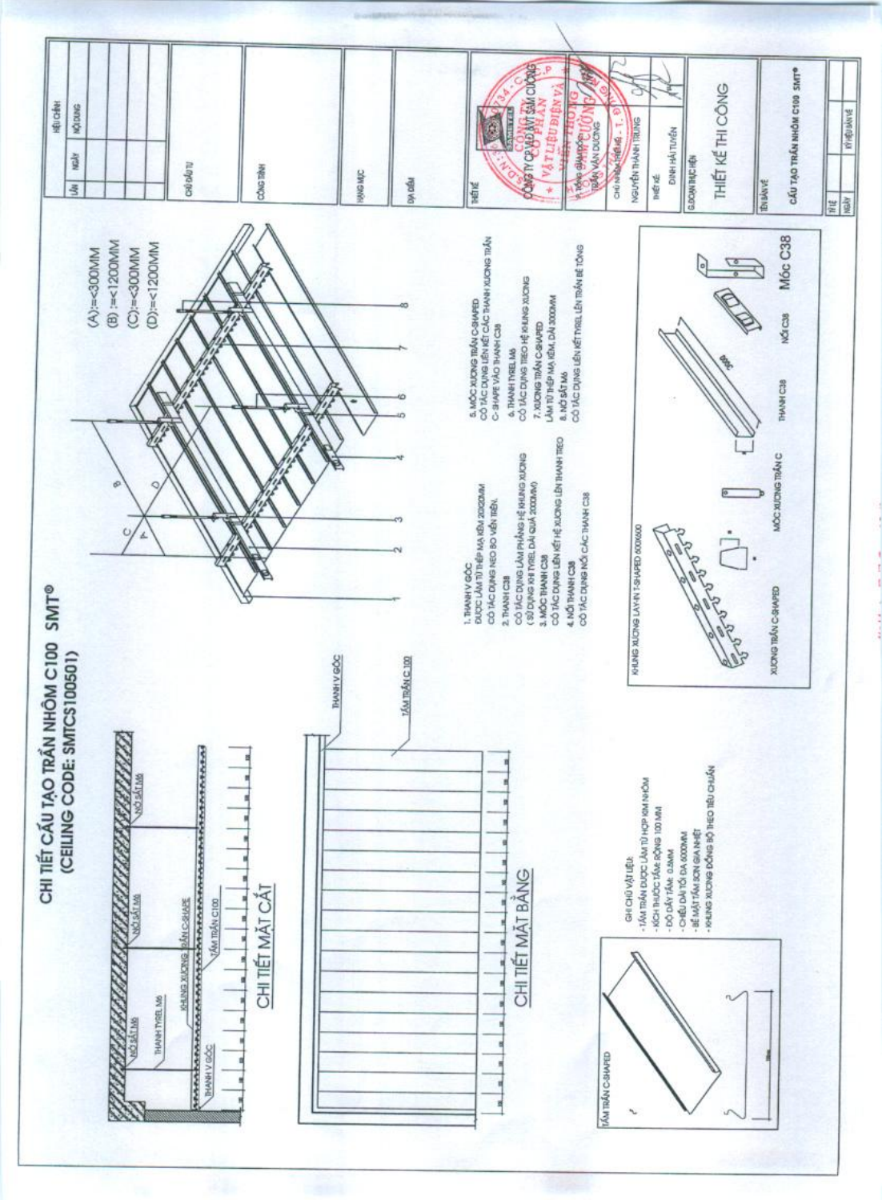# CHI TIẾT CẤU TẠO TRẦN NHÔM C100 SMT®
## (CEILING CODE: SMTCS100501)

### CHI TIẾT MẶT CẮT

NỞ SẮT M6 — THANH TYREL M6 — NỞ SẮT M6 — KHUNG XƯƠNG BẢN C-SHAPE — NỞ SẮT M6 — TẤM TRẦN C100 — THANH V GÓC

### CHI TIẾT MẶT BẰNG

THANH V GÓC — TẤM TRẦN C 100

TẤM TRẦN C-SHAPED

GHI CHÚ VẬT LIỆU:
- TẤM TRẦN ĐƯỢC LÀM TỪ HỢP KIM NHÔM
- KÍCH THƯỚC TẤM: RỘNG 100 MM
- ĐỘ DÀY TẤM: 0.5MM
- CHIỀU DÀI TỐI ĐA 6000MM
- BỀ MẶT TẤM SƠN GIA NHIỆT
- KHUNG XƯƠNG ĐỒNG BỘ THEO TIÊU CHUẨN

(A):=<300MM
(B):=<1200MM
(C):=<300MM
(D):=<1200MM

1. THANH V GÓC
ĐƯỢC LÀM TỪ THÉP MẠ KẼM 20X20MM
CÓ TÁC DỤNG NEO BO VIỀN TRẦN.
2. THANH C38
CÓ TÁC DỤNG LÀM PHẲNG HỆ KHUNG XƯƠNG
( SỬ DỤNG KHI TYREL DÀI QUÁ 2000MM)
3. MÓC THANH C38
CÓ TÁC DỤNG LIÊN KẾT HỆ XƯƠNG LÊN THANH TREO
4. NỐI THANH C38
CÓ TÁC DỤNG NỐI CÁC THANH C38
5. MÓC XƯƠNG TRẦN C-SHAPED
CÓ TÁC DỤNG LIÊN KẾT CÁC THANH XƯƠNG TRẦN C-SHAPE VÀO THANH C38
6. THANH TYREL M6
CÓ TÁC DỤNG TREO HỆ KHUNG XƯƠNG
7. XƯƠNG TRẦN C-SHAPED
LÀM TỪ THÉP MẠ KẼM, DÀI 3000MM
8. NỞ SẮT M6
CÓ TÁC DỤNG LIÊN KẾT TYREL LÊN TRẦN BÊ TÔNG

KHUNG XƯƠNG LAY-IN T-SHAPED 600X600

XƯƠNG TRẦN C-SHAPED — MÓC XƯƠNG TRẦN C — THANH C38 — NỐI C38 — Móc C38

| | | |
|---|---|---|
| HIỆU CHỈNH | | |
| LẦN | NGÀY | NỘI DUNG |
| CHỦ ĐẦU TƯ | | |
| CÔNG TRÌNH | | |
| HẠNG MỤC | | |
| ĐỊA ĐIỂM | | |
| THIẾT KẾ | CÔNG TY CP VẬT TƯ SẢM CƯỜNG | |
| P. TỔNG GIÁM ĐỐC | TRẦN VĂN DƯƠNG | |
| CHỦ NHIỆM THIẾT KẾ | NGUYỄN THÀNH TRUNG | |
| THIẾT KẾ | ĐINH HẢI TUYỀN | |
| G.ĐOẠN THỰC HIỆN | THIẾT KẾ THI CÔNG | |
| TÊN BẢN VẼ | CẤU TẠO TRẦN NHÔM C100 SMT® | |
| TỶ LỆ | | |
| NGÀY | KÝ HIỆU BẢN VẼ | |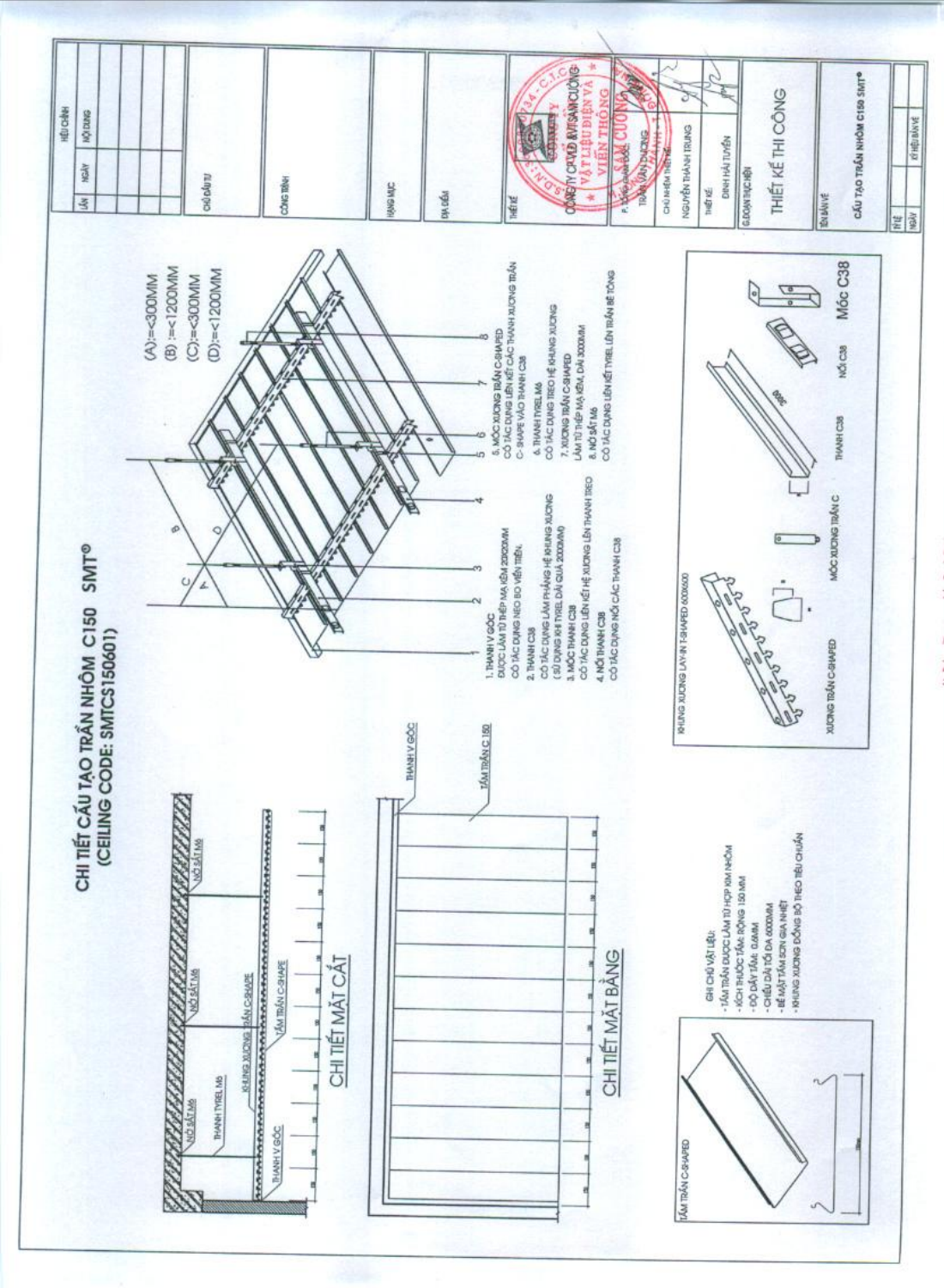# CHI TIẾT CẤU TẠO TRẦN NHÔM C150 SMT®
## (CEILING CODE: SMTCS150601)

NỞ SẮT M6

NỞ SẮT M6

NỞ SẮT M6

THANH TYREL M6

KHUNG XƯƠNG TRẦN C-SHAPE

TẤM TRẦN C-SHAPE

THANH V GÓC

## CHI TIẾT MẶT CẮT

THANH V GÓC

TẤM TRẦN C 150

## CHI TIẾT MẶT BẰNG

(A):=<300MM

(B) :=<1200MM

(C):=<300MM

(D):=<1200MM

1. THANH V GÓC
ĐƯỢC LÀM TỪ THÉP MẠ KẼM 20X20MM
CÓ TÁC DỤNG NEO BO VIỀN TRÊN.

2. THANH C38
CÓ TÁC DỤNG LÀM PHẲNG HỆ KHUNG XƯƠNG
( SỬ DỤNG KHI TYREL DÀI QUÁ 2000MM)

3. MÓC THANH C38
CÓ TÁC DỤNG LIÊN KẾT HỆ XƯƠNG LÊN THANH TREO

4. NỐI THANH C38
CÓ TÁC DỤNG NỐI CÁC THANH C38

5. MÓC XƯƠNG TRẦN C-SHAPED
CÓ TÁC DỤNG LIÊN KẾT CÁC THANH XƯƠNG TRẦN C- SHAPE VÀO THANH C38

6. THANH TYREL M6
CÓ TÁC DỤNG TREO HỆ KHUNG XƯƠNG

7. XƯƠNG TRẦN C-SHAPED
LÀM TỪ THÉP MẠ KẼM, DÀI 3000MM

8. NỞ SẮT M6
CÓ TÁC DỤNG LIÊN KẾT TYREL LÊN TRẦN BÊ TÔNG

TẤM TRẦN C-SHAPED

GHI CHÚ VẬT LIỆU:
- TẤM TRẦN ĐƯỢC LÀM TỪ HỢP KIM NHÔM
- KÍCH THƯỚC TẤM: RỘNG 150 MM
- ĐỘ DÀY TẤM: 0.6MM
- CHIỀU DÀI TỐI ĐA 6000MM
- BỀ MẶT TẤM SƠN GIA NHIỆT
- KHUNG XƯƠNG ĐỒNG BỘ THEO TIÊU CHUẨN

KHUNG XƯƠNG LAY-IN T-SHAPED 600X600

XƯƠNG TRẦN C-SHAPED

MÓC XƯƠNG TRẦN C

THANH C38

NỐI C38

Móc C38

| LẦN | NGÀY | HIỆU CHỈNH NỘI DUNG |
|---|---|---|
| | | |

CHỦ ĐẦU TƯ

CÔNG TRÌNH

HẠNG MỤC

ĐỊA ĐIỂM

THIẾT KẾ

CÔNG TY CP VẬT LIỆU ĐIỆN VÀ VIỄN THÔNG SAM CƯỜNG

P. TỔNG GIÁM ĐỐC: TRẦN VĂN DƯƠNG

CHỦ NHIỆM THIẾT KẾ: NGUYỄN THÀNH TRUNG

THIẾT KẾ: ĐINH HẢI TUYẾN

G.ĐOÀN THỰC HIỆN

THIẾT KẾ THI CÔNG

TÊN BẢN VẼ: CẤU TẠO TRẦN NHÔM C150 SMT®

TỶ LỆ

NGÀY

KÝ HIỆU BẢN VẼ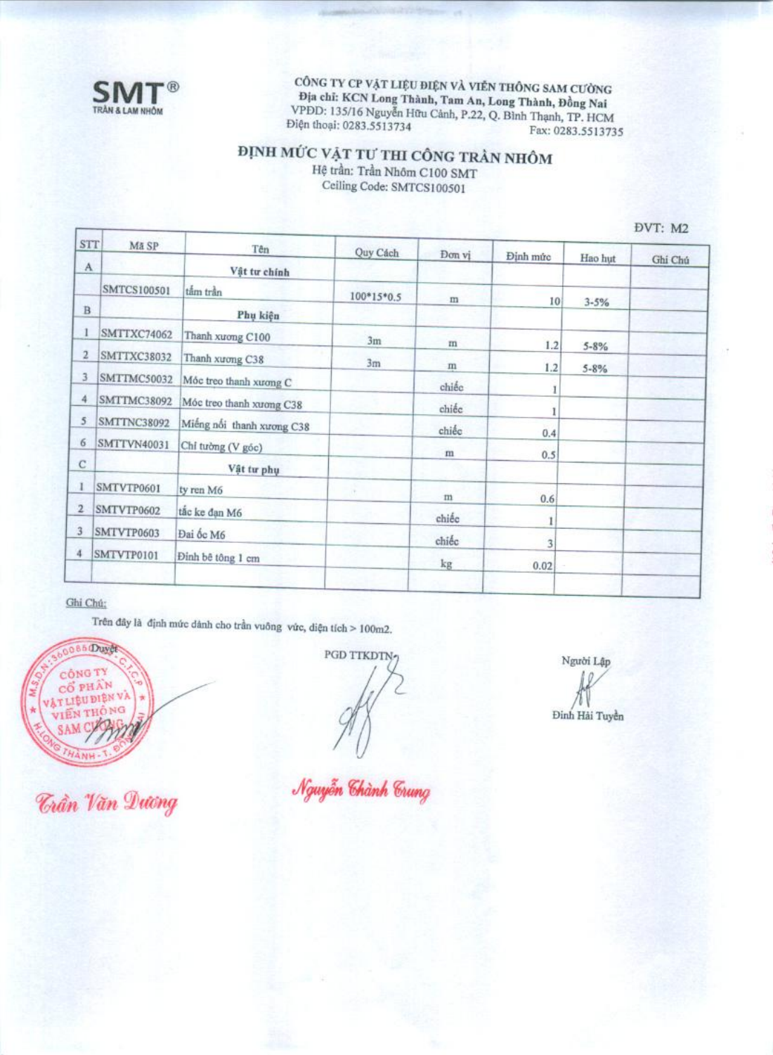**SMT®**
TRẦN & LAM NHÔM

**CÔNG TY CP VẬT LIỆU ĐIỆN VÀ VIỄN THÔNG SAM CƯỜNG**
**Địa chỉ: KCN Long Thành, Tam An, Long Thành, Đồng Nai**
VPĐD: 135/16 Nguyễn Hữu Cảnh, P.22, Q. Bình Thạnh, TP. HCM
Điện thoại: 0283.5513734 Fax: 0283.5513735

## ĐỊNH MỨC VẬT TƯ THI CÔNG TRẦN NHÔM

Hệ trần: Trần Nhôm C100 SMT
Ceiling Code: SMTCS100501

ĐVT: M2

| STT | Mã SP | Tên | Quy Cách | Đơn vị | Định mức | Hao hụt | Ghi Chú |
|---|---|---|---|---|---|---|---|
| A | | **Vật tư chính** | | | | | |
| | SMTCS100501 | tấm trần | 100*15*0.5 | m | 10 | 3-5% | |
| B | | **Phụ kiện** | | | | | |
| 1 | SMTTXC74062 | Thanh xương C100 | 3m | m | 1.2 | 5-8% | |
| 2 | SMTTXC38032 | Thanh xương C38 | 3m | m | 1.2 | 5-8% | |
| 3 | SMTTMC50032 | Móc treo thanh xương C | | chiếc | 1 | | |
| 4 | SMTTMC38092 | Móc treo thanh xương C38 | | chiếc | 1 | | |
| 5 | SMTTNC38092 | Miếng nối thanh xương C38 | | chiếc | 0.4 | | |
| 6 | SMTTVN40031 | Chỉ tường (V góc) | | m | 0.5 | | |
| C | | **Vật tư phụ** | | | | | |
| 1 | SMTVTP0601 | ty ren M6 | | m | 0.6 | | |
| 2 | SMTVTP0602 | tắc ke đạn M6 | | chiếc | 1 | | |
| 3 | SMTVTP0603 | Đai ốc M6 | | chiếc | 3 | | |
| 4 | SMTVTP0101 | Đinh bê tông 1 cm | | kg | 0.02 | | |
| | | | | | | | |

Ghi Chú:

Trên đây là định mức dành cho trần vuông vức, diện tích > 100m2.

| Duyệt | PGD TTKDTN | Người Lập |
|---|---|---|
| Trần Văn Dương | Nguyễn Thành Trung | Đinh Hải Tuyển |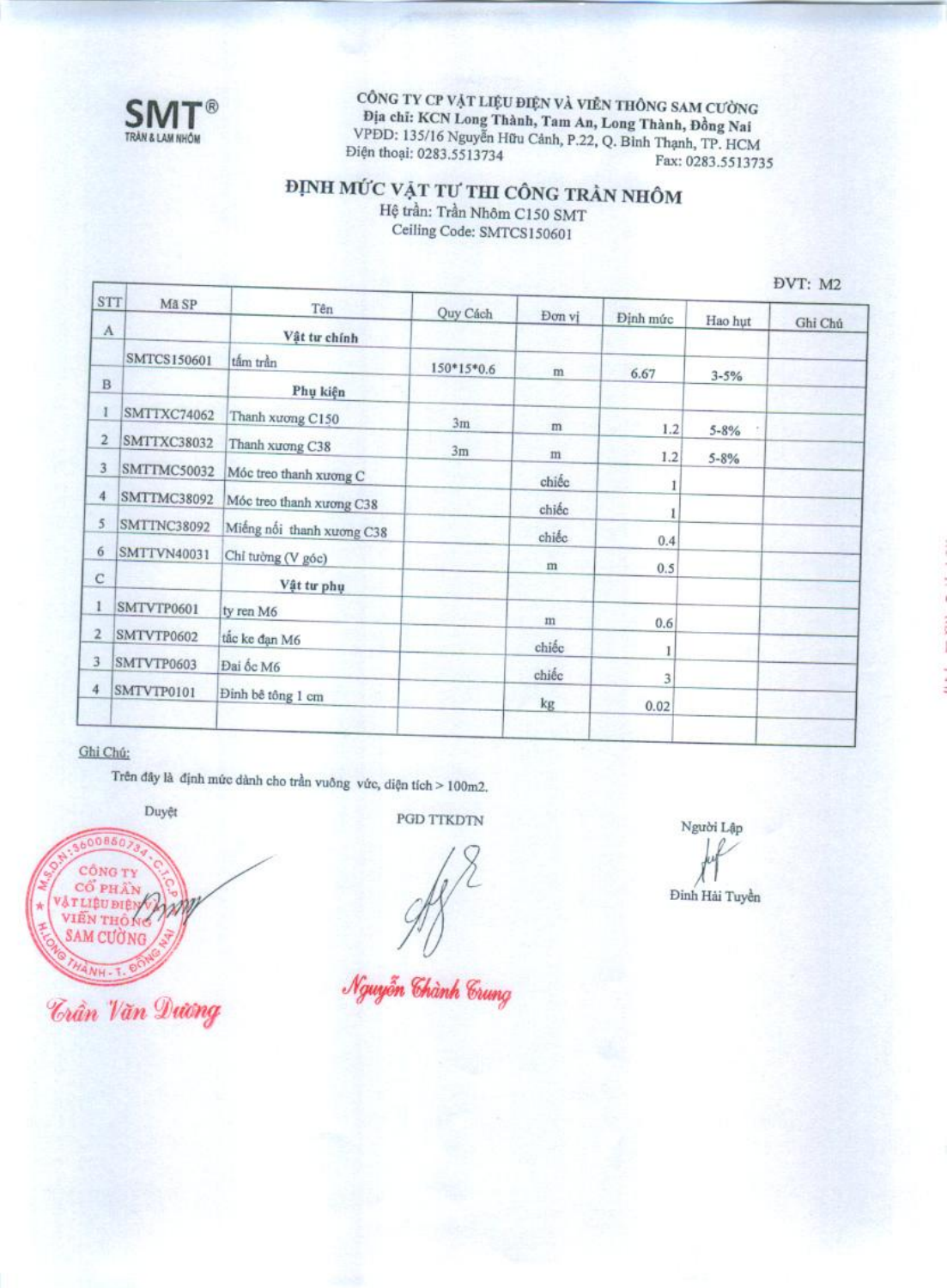SMT®
TRẦN & LAM NHÔM

CÔNG TY CP VẬT LIỆU ĐIỆN VÀ VIỄN THÔNG SAM CƯỜNG
**Địa chỉ: KCN Long Thành, Tam An, Long Thành, Đồng Nai**
VPĐD: 135/16 Nguyễn Hữu Cảnh, P.22, Q. Bình Thạnh, TP. HCM
Điện thoại: 0283.5513734 Fax: 0283.5513735

# ĐỊNH MỨC VẬT TƯ THI CÔNG TRẦN NHÔM

Hệ trần: Trần Nhôm C150 SMT
Ceiling Code: SMTCS150601

ĐVT: M2

| STT | Mã SP | Tên | Quy Cách | Đơn vị | Định mức | Hao hụt | Ghi Chú |
|---|---|---|---|---|---|---|---|
| A | | **Vật tư chính** | | | | | |
| | SMTCS150601 | tấm trần | 150*15*0.6 | m | 6.67 | 3-5% | |
| B | | **Phụ kiện** | | | | | |
| 1 | SMTTXC74062 | Thanh xương C150 | 3m | m | 1.2 | 5-8% | |
| 2 | SMTTXC38032 | Thanh xương C38 | 3m | m | 1.2 | 5-8% | |
| 3 | SMTTMC50032 | Móc treo thanh xương C | | chiếc | 1 | | |
| 4 | SMTTMC38092 | Móc treo thanh xương C38 | | chiếc | 1 | | |
| 5 | SMTTNC38092 | Miếng nối thanh xương C38 | | chiếc | 0.4 | | |
| 6 | SMTTVN40031 | Chỉ tường (V góc) | | m | 0.5 | | |
| C | | **Vật tư phụ** | | | | | |
| 1 | SMTVTP0601 | ty ren M6 | | m | 0.6 | | |
| 2 | SMTVTP0602 | tắc ke đạn M6 | | chiếc | 1 | | |
| 3 | SMTVTP0603 | Đai ốc M6 | | chiếc | 3 | | |
| 4 | SMTVTP0101 | Đinh bê tông 1 cm | | kg | 0.02 | | |
| | | | | | | | |

Ghi Chú:

Trên đây là định mức dành cho trần vuông vức, diện tích > 100m2.

| Duyệt | PGD TTKDTN | Người Lập |
|---|---|---|
| Trần Văn Dương | Nguyễn Thành Trung | Đinh Hải Tuyền |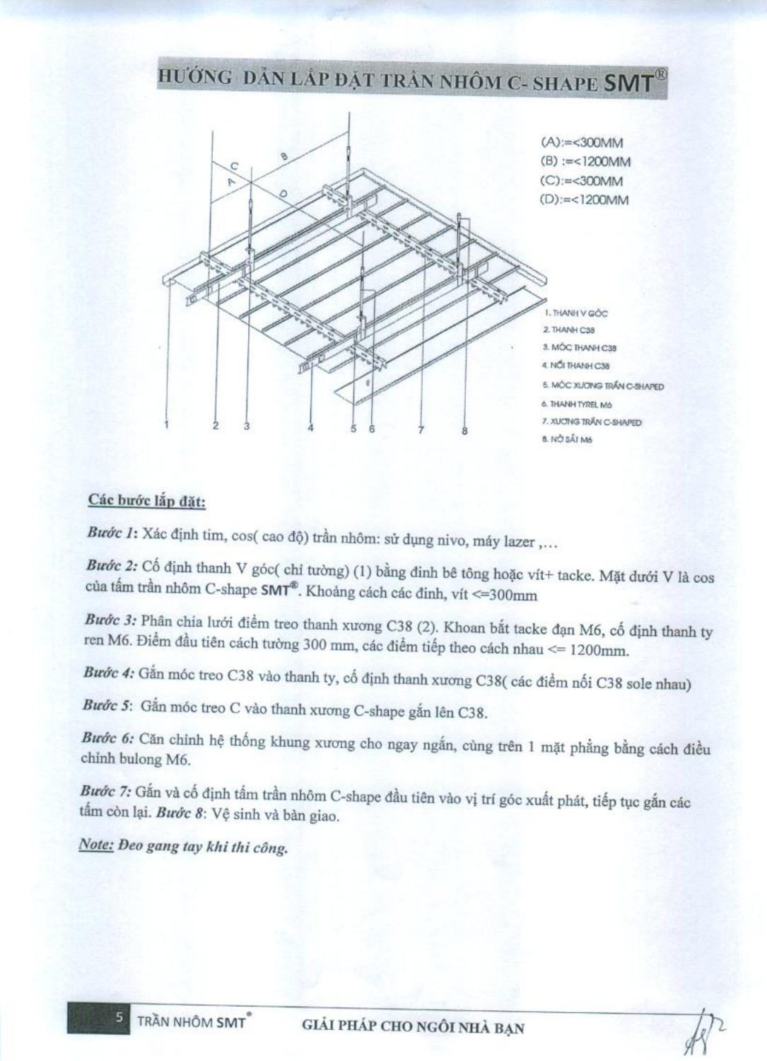# HƯỚNG DẪN LẮP ĐẶT TRẦN NHÔM C- SHAPE SMT®

(A):=<300MM
(B) :=<1200MM
(C):=<300MM
(D):=<1200MM

1. THANH V GÓC
2. THANH C38
3. MÓC THANH C38
4. NỐI THANH C38
5. MÓC XƯƠNG TRẦN C-SHAPED
6. THANH TYREL M6
7. XƯƠNG TRẦN C-SHAPED
8. NỞ SẮT M6

**Các bước lắp đặt:**

***Bước 1:*** Xác định tim, cos( cao độ) trần nhôm: sử dụng nivo, máy lazer ,…

***Bước 2:*** Cố định thanh V góc( chỉ tường) (1) bằng đinh bê tông hoặc vít+ tacke. Mặt dưới V là cos của tấm trần nhôm C-shape **SMT®**. Khoảng cách các đinh, vít <=300mm

***Bước 3:*** Phân chia lưới điểm treo thanh xương C38 (2). Khoan bắt tacke đạn M6, cố định thanh ty ren M6. Điểm đầu tiên cách tường 300 mm, các điểm tiếp theo cách nhau <= 1200mm.

***Bước 4:*** Gắn móc treo C38 vào thanh ty, cố định thanh xương C38( các điểm nối C38 sole nhau)

***Bước 5:*** Gắn móc treo C vào thanh xương C-shape gắn lên C38.

***Bước 6:*** Căn chỉnh hệ thống khung xương cho ngay ngắn, cùng trên 1 mặt phẳng bằng cách điều chỉnh bulong M6.

***Bước 7:*** Gắn và cố định tấm trần nhôm C-shape đầu tiên vào vị trí góc xuất phát, tiếp tục gắn các tấm còn lại. ***Bước 8***: Vệ sinh và bàn giao.

***Note:*** ***Đeo gang tay khi thi công.***